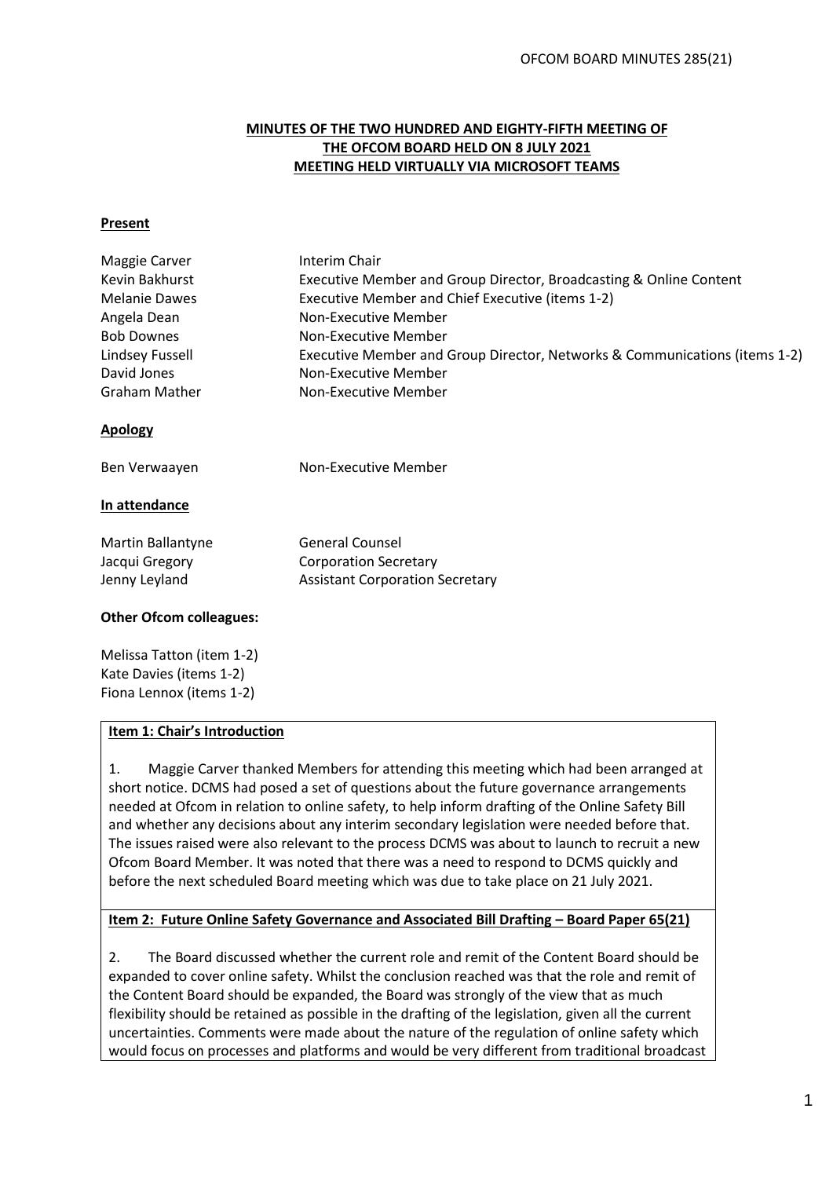**MINUTES OF THE TWO HUNDRED AND EIGHTY-FIFTH MEETING OF THE OFCOM BOARD HELD ON 8 JULY 2021 MEETING HELD VIRTUALLY VIA MICROSOFT TEAMS**

**Present**

| | |
|---|---|
| Maggie Carver | Interim Chair |
| Kevin Bakhurst | Executive Member and Group Director, Broadcasting & Online Content |
| Melanie Dawes | Executive Member and Chief Executive (items 1-2) |
| Angela Dean | Non-Executive Member |
| Bob Downes | Non-Executive Member |
| Lindsey Fussell | Executive Member and Group Director, Networks & Communications (items 1-2) |
| David Jones | Non-Executive Member |
| Graham Mather | Non-Executive Member |

**Apology**

| | |
|---|---|
| Ben Verwaayen | Non-Executive Member |

**In attendance**

| | |
|---|---|
| Martin Ballantyne | General Counsel |
| Jacqui Gregory | Corporation Secretary |
| Jenny Leyland | Assistant Corporation Secretary |

**Other Ofcom colleagues:**

Melissa Tatton (item 1-2)
Kate Davies (items 1-2)
Fiona Lennox (items 1-2)

**Item 1: Chair's Introduction**

1. Maggie Carver thanked Members for attending this meeting which had been arranged at short notice. DCMS had posed a set of questions about the future governance arrangements needed at Ofcom in relation to online safety, to help inform drafting of the Online Safety Bill and whether any decisions about any interim secondary legislation were needed before that. The issues raised were also relevant to the process DCMS was about to launch to recruit a new Ofcom Board Member. It was noted that there was a need to respond to DCMS quickly and before the next scheduled Board meeting which was due to take place on 21 July 2021.

**Item 2: Future Online Safety Governance and Associated Bill Drafting – Board Paper 65(21)**

2. The Board discussed whether the current role and remit of the Content Board should be expanded to cover online safety. Whilst the conclusion reached was that the role and remit of the Content Board should be expanded, the Board was strongly of the view that as much flexibility should be retained as possible in the drafting of the legislation, given all the current uncertainties. Comments were made about the nature of the regulation of online safety which would focus on processes and platforms and would be very different from traditional broadcast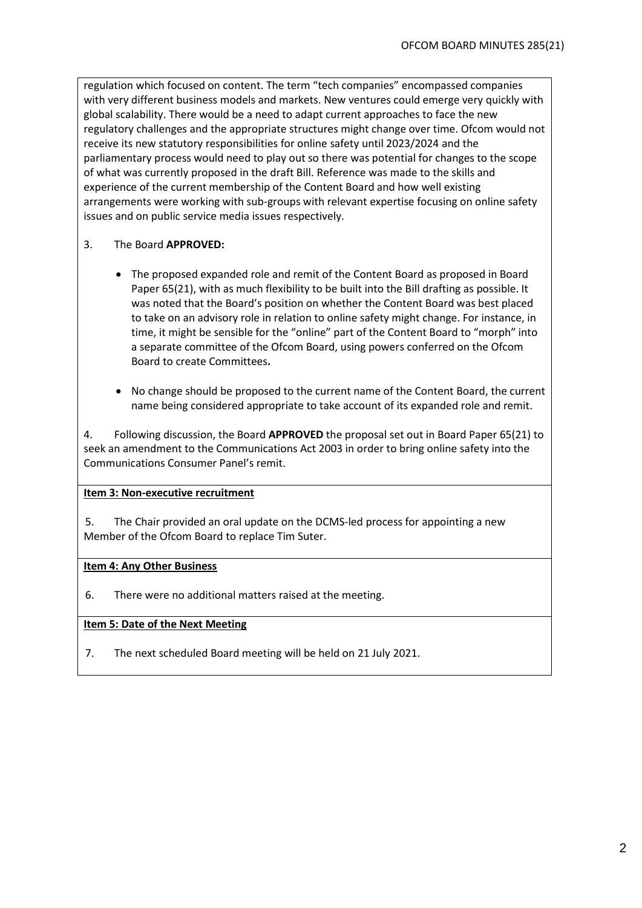regulation which focused on content. The term "tech companies" encompassed companies with very different business models and markets. New ventures could emerge very quickly with global scalability. There would be a need to adapt current approaches to face the new regulatory challenges and the appropriate structures might change over time. Ofcom would not receive its new statutory responsibilities for online safety until 2023/2024 and the parliamentary process would need to play out so there was potential for changes to the scope of what was currently proposed in the draft Bill. Reference was made to the skills and experience of the current membership of the Content Board and how well existing arrangements were working with sub-groups with relevant expertise focusing on online safety issues and on public service media issues respectively.

3. The Board **APPROVED:**

- The proposed expanded role and remit of the Content Board as proposed in Board Paper 65(21), with as much flexibility to be built into the Bill drafting as possible. It was noted that the Board's position on whether the Content Board was best placed to take on an advisory role in relation to online safety might change. For instance, in time, it might be sensible for the "online" part of the Content Board to "morph" into a separate committee of the Ofcom Board, using powers conferred on the Ofcom Board to create Committees**.**
- No change should be proposed to the current name of the Content Board, the current name being considered appropriate to take account of its expanded role and remit.

4. Following discussion, the Board **APPROVED** the proposal set out in Board Paper 65(21) to seek an amendment to the Communications Act 2003 in order to bring online safety into the Communications Consumer Panel's remit.

**Item 3: Non-executive recruitment**

5. The Chair provided an oral update on the DCMS-led process for appointing a new Member of the Ofcom Board to replace Tim Suter.

**Item 4: Any Other Business**

6. There were no additional matters raised at the meeting.

**Item 5: Date of the Next Meeting**

7. The next scheduled Board meeting will be held on 21 July 2021.